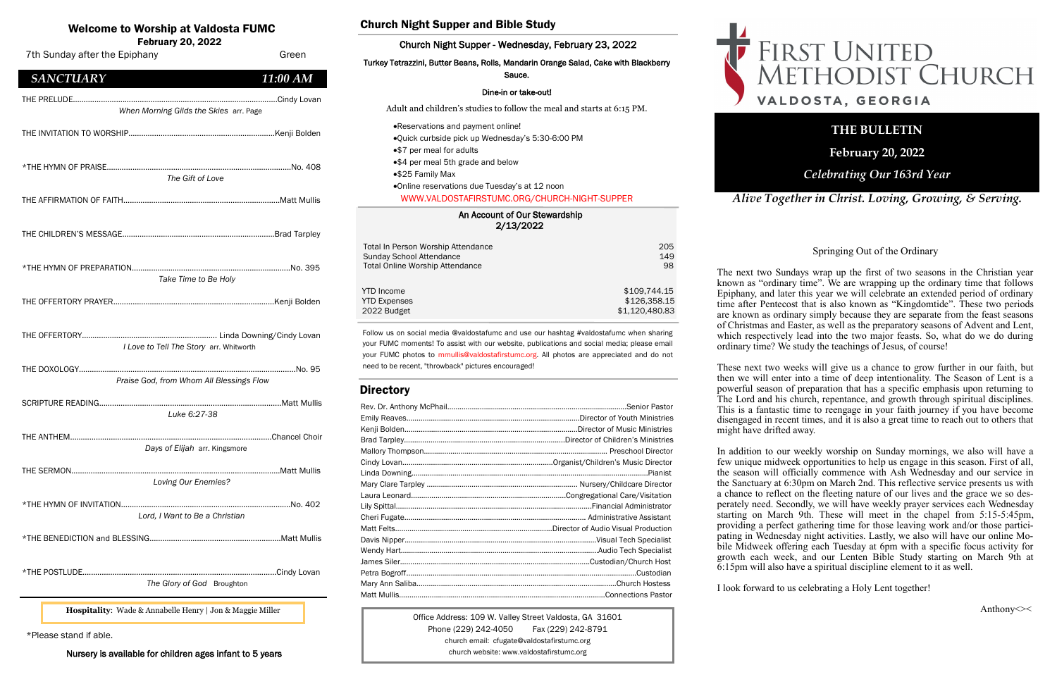# Welcome to Worship at Valdosta FUMC

**February 20, 2022**

7th Sunday after the Epiphany — Green

## *SANCTUARY* — *11:00 AM*

THE PRELUDE.......................Cindy Lovan
*When Morning Gilds the Skies* arr. Page

THE INVITATION TO WORSHIP.......................Kenji Bolden

*THE HYMN OF PRAISE.......................No. 408
*The Gift of Love*

THE AFFIRMATION OF FAITH.......................Matt Mullis

THE CHILDREN'S MESSAGE.......................Brad Tarpley

*THE HYMN OF PREPARATION.......................No. 395
*Take Time to Be Holy*

THE OFFERTORY PRAYER.......................Kenji Bolden

THE OFFERTORY.......................Linda Downing/Cindy Lovan
*I Love to Tell The Story* arr. Whitworth

THE DOXOLOGY.......................No. 95
*Praise God, from Whom All Blessings Flow*

SCRIPTURE READING.......................Matt Mullis
*Luke 6:27-38*

THE ANTHEM.......................Chancel Choir
*Days of Elijah* arr. Kingsmore

THE SERMON.......................Matt Mullis
*Loving Our Enemies?*

*THE HYMN OF INVITATION.......................No. 402
*Lord, I Want to Be a Christian*

*THE BENEDICTION and BLESSING.......................Matt Mullis

*THE POSTLUDE.......................Cindy Lovan
*The Glory of God* Broughton

**Hospitality**: Wade & Annabelle Henry | Jon & Maggie Miller

*Please stand if able.

**Nursery is available for children ages infant to 5 years**

## Church Night Supper and Bible Study

### Church Night Supper - Wednesday, February 23, 2022

**Turkey Tetrazzini, Butter Beans, Rolls, Mandarin Orange Salad, Cake with Blackberry Sauce.**

**Dine-in or take-out!**

Adult and children's studies to follow the meal and starts at 6:15 PM.

- Reservations and payment online!
- Quick curbside pick up Wednesday's 5:30-6:00 PM
- $7 per meal for adults
- $4 per meal 5th grade and below
- $25 Family Max
- Online reservations due Tuesday's at 12 noon

WWW.VALDOSTAFIRSTUMC.ORG/CHURCH-NIGHT-SUPPER

### An Account of Our Stewardship 2/13/2022

| | |
|---|---|
| Total In Person Worship Attendance | 205 |
| Sunday School Attendance | 149 |
| Total Online Worship Attendance | 98 |
| YTD Income | $109,744.15 |
| YTD Expenses | $126,358.15 |
| 2022 Budget | $1,120,480.83 |

Follow us on social media @valdostafumc and use our hashtag #valdostafumc when sharing your FUMC moments! To assist with our website, publications and social media; please email your FUMC photos to mmullis@valdostafirstumc.org. All photos are appreciated and do not need to be recent, "throwback" pictures encouraged!

## Directory

Rev. Dr. Anthony McPhail.......................Senior Pastor
Emily Reaves.......................Director of Youth Ministries
Kenji Bolden.......................Director of Music Ministries
Brad Tarpley.......................Director of Children's Ministries
Mallory Thompson.......................Preschool Director
Cindy Lovan.......................Organist/Children's Music Director
Linda Downing.......................Pianist
Mary Clare Tarpley.......................Nursery/Childcare Director
Laura Leonard.......................Congregational Care/Visitation
Lily Spittal.......................Financial Administrator
Cheri Fugate.......................Administrative Assistant
Matt Felts.......................Director of Audio Visual Production
Davis Nipper.......................Visual Tech Specialist
Wendy Hart.......................Audio Tech Specialist
James Siler.......................Custodian/Church Host
Petra Bogroff.......................Custodian
Mary Ann Saliba.......................Church Hostess
Matt Mullis.......................Connections Pastor

Office Address: 109 W. Valley Street Valdosta, GA 31601
Phone (229) 242-4050 Fax (229) 242-8791
church email: cfugate@valdostafirstumc.org
church website: www.valdostafirstumc.org

# First United Methodist Church
## Valdosta, Georgia

**THE BULLETIN**

**February 20, 2022**

***Celebrating Our 163rd Year***

***Alive Together in Christ. Loving, Growing, & Serving.***

### Springing Out of the Ordinary

The next two Sundays wrap up the first of two seasons in the Christian year known as "ordinary time". We are wrapping up the ordinary time that follows Epiphany, and later this year we will celebrate an extended period of ordinary time after Pentecost that is also known as "Kingdomtide". These two periods are known as ordinary simply because they are separate from the feast seasons of Christmas and Easter, as well as the preparatory seasons of Advent and Lent, which respectively lead into the two major feasts. So, what do we do during ordinary time? We study the teachings of Jesus, of course!

These next two weeks will give us a chance to grow further in our faith, but then we will enter into a time of deep intentionality. The Season of Lent is a powerful season of preparation that has a specific emphasis upon returning to The Lord and his church, repentance, and growth through spiritual disciplines. This is a fantastic time to reengage in your faith journey if you have become disengaged in recent times, and it is also a great time to reach out to others that might have drifted away.

In addition to our weekly worship on Sunday mornings, we also will have a few unique midweek opportunities to help us engage in this season. First of all, the season will officially commence with Ash Wednesday and our service in the Sanctuary at 6:30pm on March 2nd. This reflective service presents us with a chance to reflect on the fleeting nature of our lives and the grace we so desperately need. Secondly, we will have weekly prayer services each Wednesday starting on March 9th. These will meet in the chapel from 5:15-5:45pm, providing a perfect gathering time for those leaving work and/or those participating in Wednesday night activities. Lastly, we also will have our online Mobile Midweek offering each Tuesday at 6pm with a specific focus activity for growth each week, and our Lenten Bible Study starting on March 9th at 6:15pm will also have a spiritual discipline element to it as well.

I look forward to us celebrating a Holy Lent together!

Anthony<><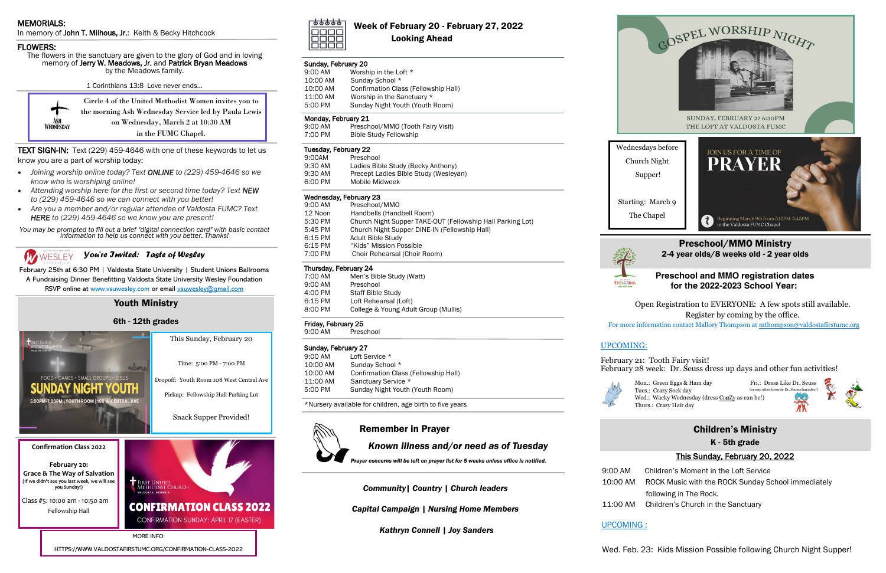## MEMORIALS:

In memory of **John T. Milhous, Jr.**: Keith & Becky Hitchcock

## FLOWERS:

The flowers in the sanctuary are given to the glory of God and in loving memory of **Jerry W. Meadows, Jr.** and **Patrick Bryan Meadows** by the Meadows family.

1 Corinthians 13:8 Love never ends…

ASH WEDNESDAY

Circle 4 of the United Methodist Women invites you to the morning Ash Wednesday Service led by Paula Lewis on Wednesday, March 2 at 10:30 AM in the FUMC Chapel.

**TEXT SIGN-IN:** Text (229) 459-4646 with one of these keywords to let us know you are a part of worship today:

- *Joining worship online today? Text **ONLINE** to (229) 459-4646 so we know who is worshiping online!*
- *Attending worship here for the first or second time today? Text **NEW** to (229) 459-4646 so we can connect with you better!*
- *Are you a member and/or regular attendee of Valdosta FUMC? Text **HERE** to (229) 459-4646 so we know you are present!*

*You may be prompted to fill out a brief "digital connection card" with basic contact information to help us connect with you better. Thanks!*

WESLEY *You're Invited: Taste of Wesley*

February 25th at 6:30 PM | Valdosta State University | Student Unions Ballrooms
A Fundraising Dinner Benefitting Valdosta State University Wesley Foundation
RSVP online at www.vsuwesley.com or email vsuwesley@gmail.com

## Youth Ministry

### 6th - 12th grades

FIRST UNITED METHODIST CHURCH VALDOSTA, GEORGIA
FOOD • GAMES • SMALL GROUPS • JESUS
SUNDAY NIGHT YOUTH
5:00PM-7:00PM | YOUTH ROOM | 108 W CENTRAL AVE

This Sunday, February 20

Time: 5:00 PM - 7:00 PM

Dropoff: Youth Room 108 West Central Ave

Pickup: Fellowship Hall Parking Lot

Snack Supper Provided!

**Confirmation Class 2022**

**February 20:**
**Grace & The Way of Salvation**
**(If we didn't see you last week, we will see you Sunday!)**

Class #5: 10:00 am - 10:50 am
Fellowship Hall

FIRST UNITED METHODIST CHURCH VALDOSTA, GEORGIA
CONFIRMATION CLASS 2022
CONFIRMATION SUNDAY: APRIL 17 (EASTER)

MORE INFO:
HTTPS://WWW.VALDOSTAFIRSTUMC.ORG/CONFIRMATION-CLASS-2022

## Week of February 20 - February 27, 2022
## Looking Ahead

**Sunday, February 20**

| | |
|---|---|
| 9:00 AM | Worship in the Loft * |
| 10:00 AM | Sunday School * |
| 10:00 AM | Confirmation Class (Fellowship Hall) |
| 11:00 AM | Worship in the Sanctuary * |
| 5:00 PM | Sunday Night Youth (Youth Room) |

**Monday, February 21**

| | |
|---|---|
| 9:00 AM | Preschool/MMO (Tooth Fairy Visit) |
| 7:00 PM | Bible Study Fellowship |

**Tuesday, February 22**

| | |
|---|---|
| 9:00AM | Preschool |
| 9:30 AM | Ladies Bible Study (Becky Anthony) |
| 9:30 AM | Precept Ladies Bible Study (Wesleyan) |
| 6:00 PM | Mobile Midweek |

**Wednesday, February 23**

| | |
|---|---|
| 9:00 AM | Preschool/MMO |
| 12 Noon | Handbells (Handbell Room) |
| 5:30 PM | Church Night Supper TAKE-OUT (Fellowship Hall Parking Lot) |
| 5:45 PM | Church Night Supper DINE-IN (Fellowship Hall) |
| 6:15 PM | Adult Bible Study |
| 6:15 PM | "Kids" Mission Possible |
| 7:00 PM | Choir Rehearsal (Choir Room) |

**Thursday, February 24**

| | |
|---|---|
| 7:00 AM | Men's Bible Study (Watt) |
| 9:00 AM | Preschool |
| 4:00 PM | Staff Bible Study |
| 6:15 PM | Loft Rehearsal (Loft) |
| 8:00 PM | College & Young Adult Group (Mullis) |

**Friday, February 25**

| | |
|---|---|
| 9:00 AM | Preschool |

**Sunday, February 27**

| | |
|---|---|
| 9:00 AM | Loft Service * |
| 10:00 AM | Sunday School * |
| 10:00 AM | Confirmation Class (Fellowship Hall) |
| 11:00 AM | Sanctuary Service * |
| 5:00 PM | Sunday Night Youth (Youth Room) |

*Nursery available for children, age birth to five years

## Remember in Prayer

### *Known illness and/or need as of Tuesday*

***Prayer concerns will be left on prayer list for 5 weeks unless office is notified.***

***Community| Country | Church leaders***

***Capital Campaign | Nursing Home Members***

***Kathryn Connell | Joy Sanders***

GOSPEL WORSHIP NIGHT
SUNDAY, FEBRUARY 27 6:30PM
THE LOFT AT VALDOSTA FUMC

Wednesdays before Church Night Supper!

Starting: March 9
The Chapel

JOIN US FOR A TIME OF PRAYER
Beginning March 9th from 5:15PM-5:45PM in the Valdosta FUMC Chapel

## Preschool/MMO Ministry
### 2-4 year olds/8 weeks old - 2 year olds

### Preschool and MMO registration dates for the 2022-2023 School Year:

Open Registration to EVERYONE: A few spots still available.
Register by coming by the office.
For more information contact Mallory Thompson at mthompson@valdostafirstumc.org

UPCOMING:

February 21: Tooth Fairy visit!
February 28 week: Dr. Seuss dress up days and other fun activities!

Mon.: Green Eggs & Ham day
Tues.: Crazy Sock day
Wed.: Wacky Wednesday (dress CraZy as can be!)
Thurs.: Crazy Hair day
Fri.: Dress Like Dr. Seuss (or any other favorite Dr. Seuss character!)

## Children's Ministry
### K - 5th grade

**This Sunday, February 20, 2022**

| | |
|---|---|
| 9:00 AM | Children's Moment in the Loft Service |
| 10:00 AM | ROCK Music with the ROCK Sunday School immediately following in The Rock. |
| 11:00 AM | Children's Church in the Sanctuary |

UPCOMING :

Wed. Feb. 23: Kids Mission Possible following Church Night Supper!